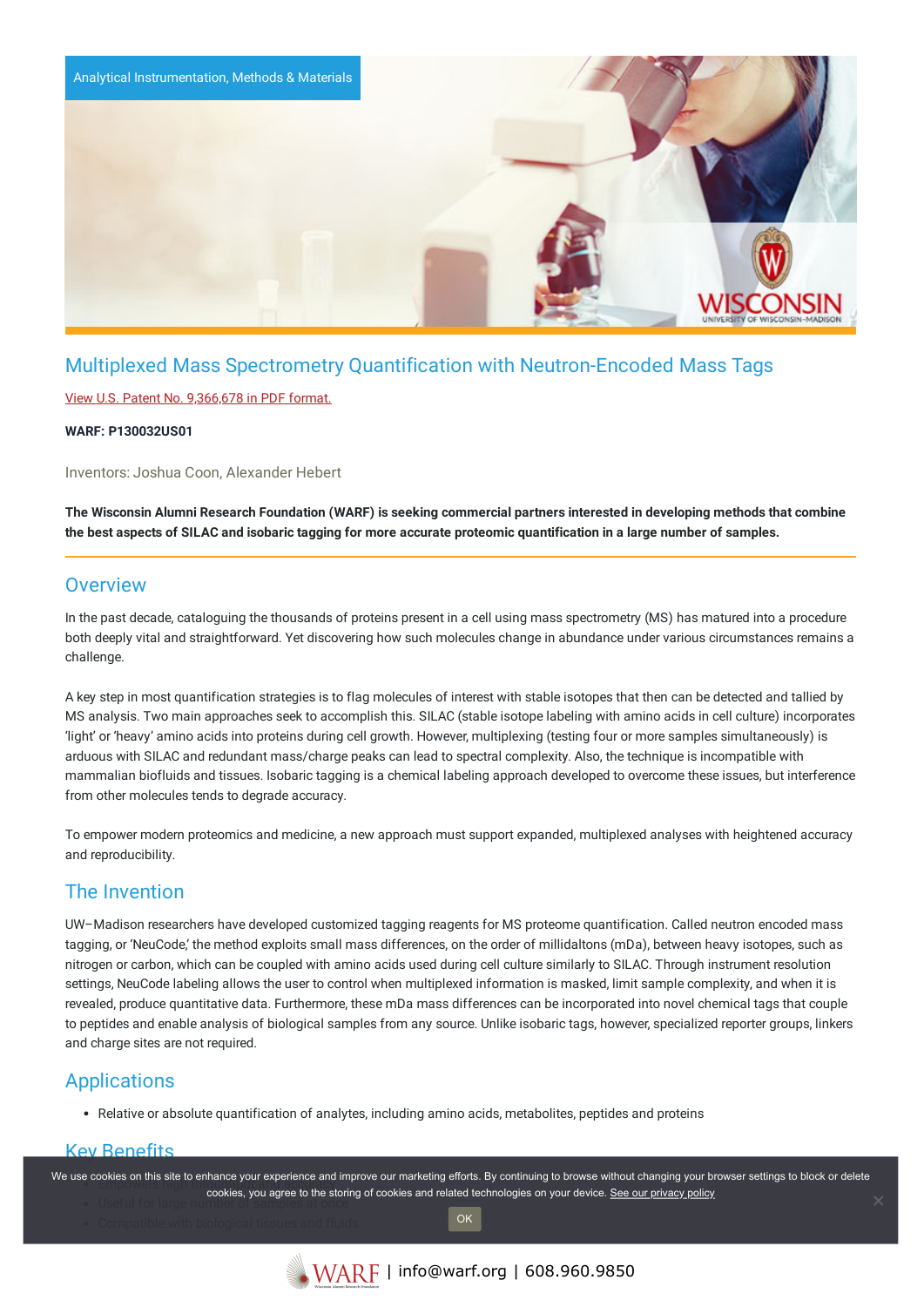Analytical Instrumentation, Methods & Materials

# Multiplexed Mass Spectrometry Quantification with Neutron-Encoded Mass Tags

View U.S. Patent No. 9,366,678 in PDF format.

**WARF: P130032US01**

Inventors: Joshua Coon, Alexander Hebert

**The Wisconsin Alumni Research Foundation (WARF) is seeking commercial partners interested in developing methods that combine the best aspects of SILAC and isobaric tagging for more accurate proteomic quantification in a large number of samples.**

## Overview

In the past decade, cataloguing the thousands of proteins present in a cell using mass spectrometry (MS) has matured into a procedure both deeply vital and straightforward. Yet discovering how such molecules change in abundance under various circumstances remains a challenge.

A key step in most quantification strategies is to flag molecules of interest with stable isotopes that then can be detected and tallied by MS analysis. Two main approaches seek to accomplish this. SILAC (stable isotope labeling with amino acids in cell culture) incorporates 'light' or 'heavy' amino acids into proteins during cell growth. However, multiplexing (testing four or more samples simultaneously) is arduous with SILAC and redundant mass/charge peaks can lead to spectral complexity. Also, the technique is incompatible with mammalian biofluids and tissues. Isobaric tagging is a chemical labeling approach developed to overcome these issues, but interference from other molecules tends to degrade accuracy.

To empower modern proteomics and medicine, a new approach must support expanded, multiplexed analyses with heightened accuracy and reproducibility.

## The Invention

UW–Madison researchers have developed customized tagging reagents for MS proteome quantification. Called neutron encoded mass tagging, or 'NeuCode,' the method exploits small mass differences, on the order of millidaltons (mDa), between heavy isotopes, such as nitrogen or carbon, which can be coupled with amino acids used during cell culture similarly to SILAC. Through instrument resolution settings, NeuCode labeling allows the user to control when multiplexed information is masked, limit sample complexity, and when it is revealed, produce quantitative data. Furthermore, these mDa mass differences can be incorporated into novel chemical tags that couple to peptides and enable analysis of biological samples from any source. Unlike isobaric tags, however, specialized reporter groups, linkers and charge sites are not required.

## Applications

- Relative or absolute quantification of analytes, including amino acids, metabolites, peptides and proteins

## Key Benefits

- Empowers high multiplexing
- Useful for large number of samples/cells
- Compatible with biological tissues and fluids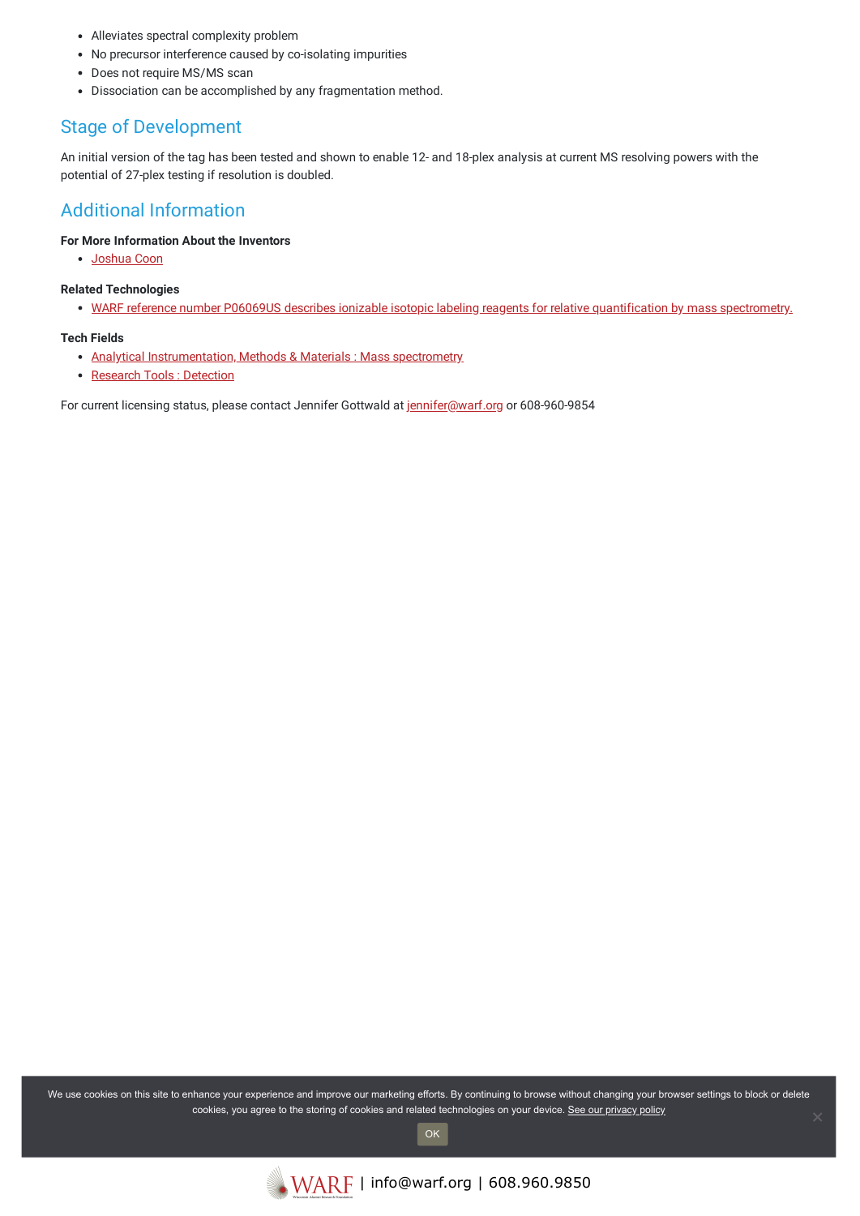- Alleviates spectral complexity problem
- No precursor interference caused by co-isolating impurities
- Does not require MS/MS scan
- Dissociation can be accomplished by any fragmentation method.

## Stage of Development

An initial version of the tag has been tested and shown to enable 12- and 18-plex analysis at current MS resolving powers with the potential of 27-plex testing if resolution is doubled.

## Additional Information

**For More Information About the Inventors**

- Joshua Coon

**Related Technologies**

- WARF reference number P06069US describes ionizable isotopic labeling reagents for relative quantification by mass spectrometry.

**Tech Fields**

- Analytical Instrumentation, Methods & Materials : Mass spectrometry
- Research Tools : Detection

For current licensing status, please contact Jennifer Gottwald at jennifer@warf.org or 608-960-9854